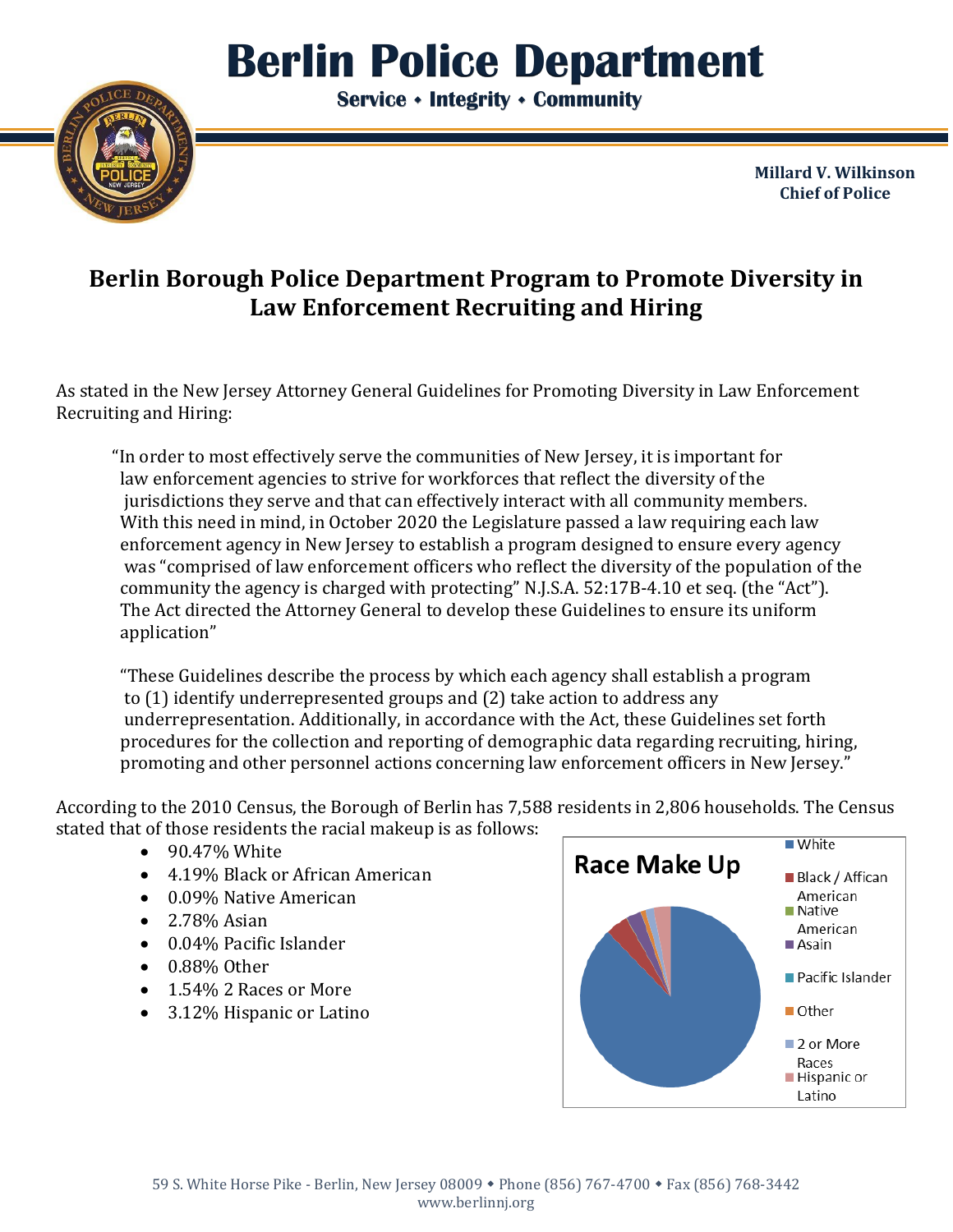# Berlin Police Department

**Service • Integrity • Community**

**Millard V. Wilkinson**
**Chief of Police**

## Berlin Borough Police Department Program to Promote Diversity in Law Enforcement Recruiting and Hiring

As stated in the New Jersey Attorney General Guidelines for Promoting Diversity in Law Enforcement Recruiting and Hiring:

> "In order to most effectively serve the communities of New Jersey, it is important for law enforcement agencies to strive for workforces that reflect the diversity of the jurisdictions they serve and that can effectively interact with all community members. With this need in mind, in October 2020 the Legislature passed a law requiring each law enforcement agency in New Jersey to establish a program designed to ensure every agency was "comprised of law enforcement officers who reflect the diversity of the population of the community the agency is charged with protecting" N.J.S.A. 52:17B-4.10 et seq. (the "Act"). The Act directed the Attorney General to develop these Guidelines to ensure its uniform application"
>
> "These Guidelines describe the process by which each agency shall establish a program to (1) identify underrepresented groups and (2) take action to address any underrepresentation. Additionally, in accordance with the Act, these Guidelines set forth procedures for the collection and reporting of demographic data regarding recruiting, hiring, promoting and other personnel actions concerning law enforcement officers in New Jersey."

According to the 2010 Census, the Borough of Berlin has 7,588 residents in 2,806 households. The Census stated that of those residents the racial makeup is as follows:

- 90.47% White
- 4.19% Black or African American
- 0.09% Native American
- 2.78% Asian
- 0.04% Pacific Islander
- 0.88% Other
- 1.54% 2 Races or More
- 3.12% Hispanic or Latino

**Race Make Up**

- White
- Black / Affican American
- Native American
- Asain
- Pacific Islander
- Other
- 2 or More Races
- Hispanic or Latino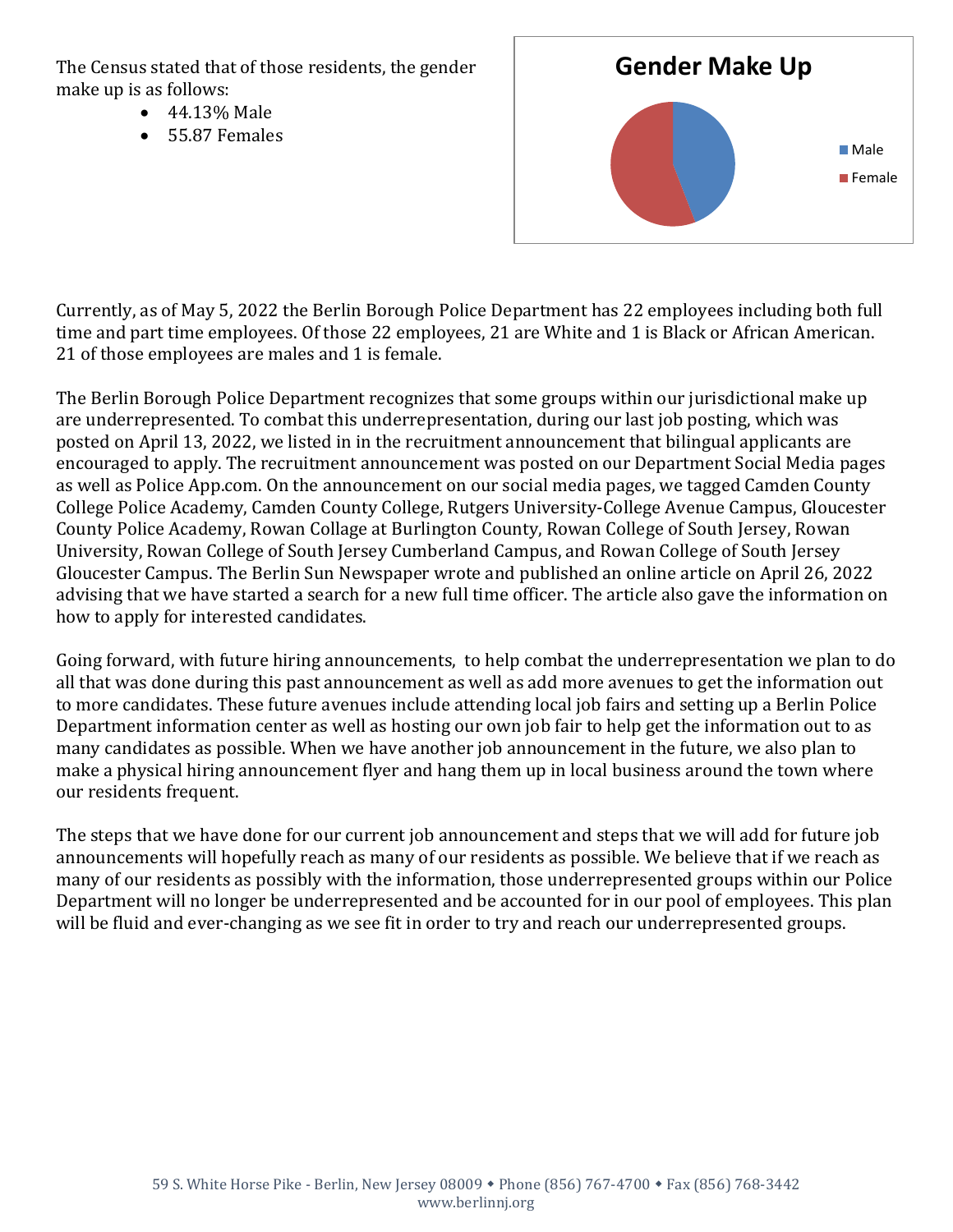The Census stated that of those residents, the gender make up is as follows:

- 44.13% Male
- 55.87 Females

Gender Make Up

Male

Female

Currently, as of May 5, 2022 the Berlin Borough Police Department has 22 employees including both full time and part time employees. Of those 22 employees, 21 are White and 1 is Black or African American. 21 of those employees are males and 1 is female.

The Berlin Borough Police Department recognizes that some groups within our jurisdictional make up are underrepresented. To combat this underrepresentation, during our last job posting, which was posted on April 13, 2022, we listed in in the recruitment announcement that bilingual applicants are encouraged to apply. The recruitment announcement was posted on our Department Social Media pages as well as Police App.com. On the announcement on our social media pages, we tagged Camden County College Police Academy, Camden County College, Rutgers University-College Avenue Campus, Gloucester County Police Academy, Rowan Collage at Burlington County, Rowan College of South Jersey, Rowan University, Rowan College of South Jersey Cumberland Campus, and Rowan College of South Jersey Gloucester Campus. The Berlin Sun Newspaper wrote and published an online article on April 26, 2022 advising that we have started a search for a new full time officer. The article also gave the information on how to apply for interested candidates.

Going forward, with future hiring announcements, to help combat the underrepresentation we plan to do all that was done during this past announcement as well as add more avenues to get the information out to more candidates. These future avenues include attending local job fairs and setting up a Berlin Police Department information center as well as hosting our own job fair to help get the information out to as many candidates as possible. When we have another job announcement in the future, we also plan to make a physical hiring announcement flyer and hang them up in local business around the town where our residents frequent.

The steps that we have done for our current job announcement and steps that we will add for future job announcements will hopefully reach as many of our residents as possible. We believe that if we reach as many of our residents as possibly with the information, those underrepresented groups within our Police Department will no longer be underrepresented and be accounted for in our pool of employees. This plan will be fluid and ever-changing as we see fit in order to try and reach our underrepresented groups.

59 S. White Horse Pike - Berlin, New Jersey 08009 ◆ Phone (856) 767-4700 ◆ Fax (856) 768-3442
www.berlinnj.org